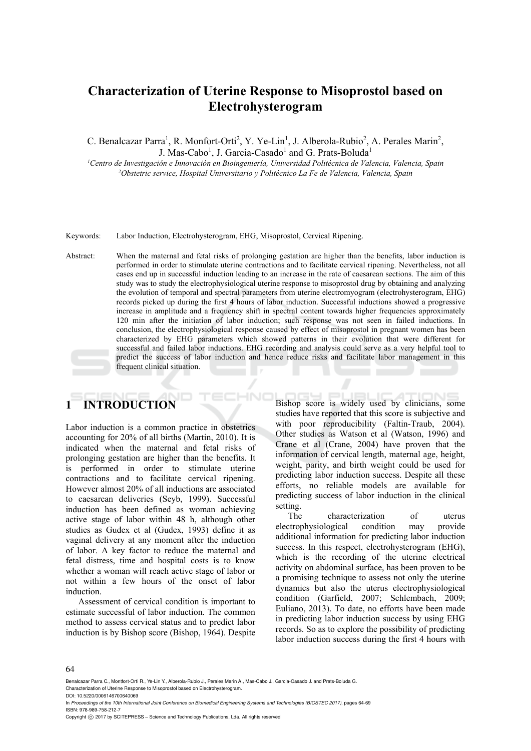# Characterization of Uterine Response to Misoprostol based on Electrohysterogram

C. Benalcazar Parra[1], R. Monfort-Orti[2], Y. Ye-Lin[1], J. Alberola-Rubio[2], A. Perales Marin[2], J. Mas-Cabo[1], J. Garcia-Casado[1] and G. Prats-Boluda[1]

[1]*Centro de Investigación e Innovación en Bioingeniería, Universidad Politécnica de Valencia, Valencia, Spain*
[2]*Obstetric service, Hospital Universitario y Politécnico La Fe de Valencia, Valencia, Spain*

Keywords: Labor Induction, Electrohysterogram, EHG, Misoprostol, Cervical Ripening.

Abstract: When the maternal and fetal risks of prolonging gestation are higher than the benefits, labor induction is performed in order to stimulate uterine contractions and to facilitate cervical ripening. Nevertheless, not all cases end up in successful induction leading to an increase in the rate of caesarean sections. The aim of this study was to study the electrophysiological uterine response to misoprostol drug by obtaining and analyzing the evolution of temporal and spectral parameters from uterine electromyogram (electrohysterogram, EHG) records picked up during the first 4 hours of labor induction. Successful inductions showed a progressive increase in amplitude and a frequency shift in spectral content towards higher frequencies approximately 120 min after the initiation of labor induction; such response was not seen in failed inductions. In conclusion, the electrophysiological response caused by effect of misoprostol in pregnant women has been characterized by EHG parameters which showed patterns in their evolution that were different for successful and failed labor inductions. EHG recording and analysis could serve as a very helpful tool to predict the success of labor induction and hence reduce risks and facilitate labor management in this frequent clinical situation.

## 1 INTRODUCTION

Labor induction is a common practice in obstetrics accounting for 20% of all births (Martin, 2010). It is indicated when the maternal and fetal risks of prolonging gestation are higher than the benefits. It is performed in order to stimulate uterine contractions and to facilitate cervical ripening. However almost 20% of all inductions are associated to caesarean deliveries (Seyb, 1999). Successful induction has been defined as woman achieving active stage of labor within 48 h, although other studies as Gudex et al (Gudex, 1993) define it as vaginal delivery at any moment after the induction of labor. A key factor to reduce the maternal and fetal distress, time and hospital costs is to know whether a woman will reach active stage of labor or not within a few hours of the onset of labor induction.

Assessment of cervical condition is important to estimate successful of labor induction. The common method to assess cervical status and to predict labor induction is by Bishop score (Bishop, 1964). Despite Bishop score is widely used by clinicians, some studies have reported that this score is subjective and with poor reproducibility (Faltin-Traub, 2004). Other studies as Watson et al (Watson, 1996) and Crane et al (Crane, 2004) have proven that the information of cervical length, maternal age, height, weight, parity, and birth weight could be used for predicting labor induction success. Despite all these efforts, no reliable models are available for predicting success of labor induction in the clinical setting.

The characterization of uterus electrophysiological condition may provide additional information for predicting labor induction success. In this respect, electrohysterogram (EHG), which is the recording of the uterine electrical activity on abdominal surface, has been proven to be a promising technique to assess not only the uterine dynamics but also the uterus electrophysiological condition (Garfield, 2007; Schlembach, 2009; Euliano, 2013). To date, no efforts have been made in predicting labor induction success by using EHG records. So as to explore the possibility of predicting labor induction success during the first 4 hours with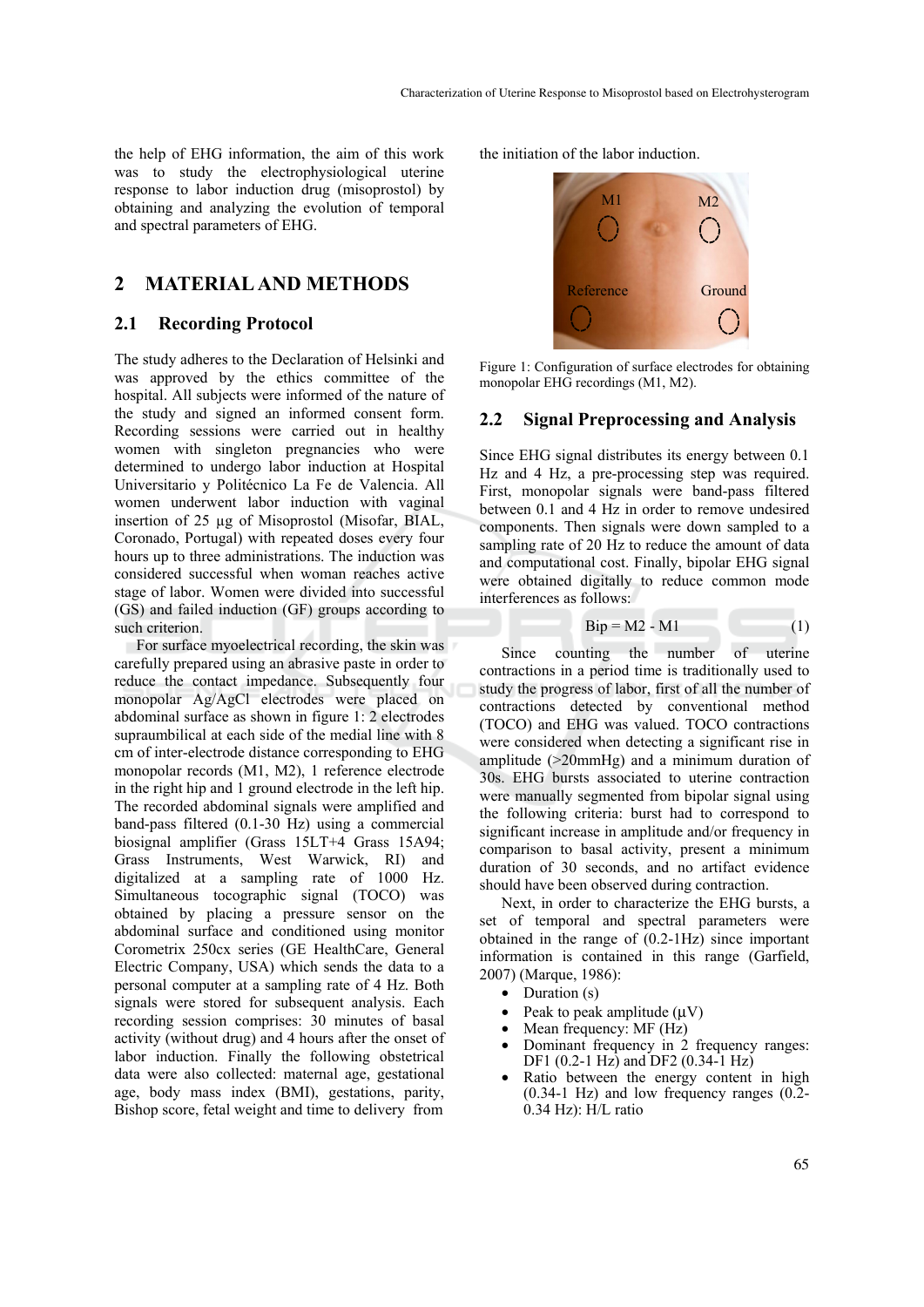the help of EHG information, the aim of this work was to study the electrophysiological uterine response to labor induction drug (misoprostol) by obtaining and analyzing the evolution of temporal and spectral parameters of EHG.

# 2 MATERIAL AND METHODS

## 2.1 Recording Protocol

The study adheres to the Declaration of Helsinki and was approved by the ethics committee of the hospital. All subjects were informed of the nature of the study and signed an informed consent form. Recording sessions were carried out in healthy women with singleton pregnancies who were determined to undergo labor induction at Hospital Universitario y Politécnico La Fe de Valencia. All women underwent labor induction with vaginal insertion of 25 µg of Misoprostol (Misofar, BIAL, Coronado, Portugal) with repeated doses every four hours up to three administrations. The induction was considered successful when woman reaches active stage of labor. Women were divided into successful (GS) and failed induction (GF) groups according to such criterion.

For surface myoelectrical recording, the skin was carefully prepared using an abrasive paste in order to reduce the contact impedance. Subsequently four monopolar Ag/AgCl electrodes were placed on abdominal surface as shown in figure 1: 2 electrodes supraumbilical at each side of the medial line with 8 cm of inter-electrode distance corresponding to EHG monopolar records (M1, M2), 1 reference electrode in the right hip and 1 ground electrode in the left hip. The recorded abdominal signals were amplified and band-pass filtered (0.1-30 Hz) using a commercial biosignal amplifier (Grass 15LT+4 Grass 15A94; Grass Instruments, West Warwick, RI) and digitalized at a sampling rate of 1000 Hz. Simultaneous tocographic signal (TOCO) was obtained by placing a pressure sensor on the abdominal surface and conditioned using monitor Corometrix 250cx series (GE HealthCare, General Electric Company, USA) which sends the data to a personal computer at a sampling rate of 4 Hz. Both signals were stored for subsequent analysis. Each recording session comprises: 30 minutes of basal activity (without drug) and 4 hours after the onset of labor induction. Finally the following obstetrical data were also collected: maternal age, gestational age, body mass index (BMI), gestations, parity, Bishop score, fetal weight and time to delivery from the initiation of the labor induction.

Figure 1: Configuration of surface electrodes for obtaining monopolar EHG recordings (M1, M2).

## 2.2 Signal Preprocessing and Analysis

Since EHG signal distributes its energy between 0.1 Hz and 4 Hz, a pre-processing step was required. First, monopolar signals were band-pass filtered between 0.1 and 4 Hz in order to remove undesired components. Then signals were down sampled to a sampling rate of 20 Hz to reduce the amount of data and computational cost. Finally, bipolar EHG signal were obtained digitally to reduce common mode interferences as follows:

$$Bip = M2 - M1 \tag{1}$$

Since counting the number of uterine contractions in a period time is traditionally used to study the progress of labor, first of all the number of contractions detected by conventional method (TOCO) and EHG was valued. TOCO contractions were considered when detecting a significant rise in amplitude (>20mmHg) and a minimum duration of 30s. EHG bursts associated to uterine contraction were manually segmented from bipolar signal using the following criteria: burst had to correspond to significant increase in amplitude and/or frequency in comparison to basal activity, present a minimum duration of 30 seconds, and no artifact evidence should have been observed during contraction.

Next, in order to characterize the EHG bursts, a set of temporal and spectral parameters were obtained in the range of (0.2-1Hz) since important information is contained in this range (Garfield, 2007) (Marque, 1986):

- Duration (s)
- Peak to peak amplitude (µV)
- Mean frequency: MF (Hz)
- Dominant frequency in 2 frequency ranges: DF1 (0.2-1 Hz) and DF2 (0.34-1 Hz)
- Ratio between the energy content in high (0.34-1 Hz) and low frequency ranges (0.2-0.34 Hz): H/L ratio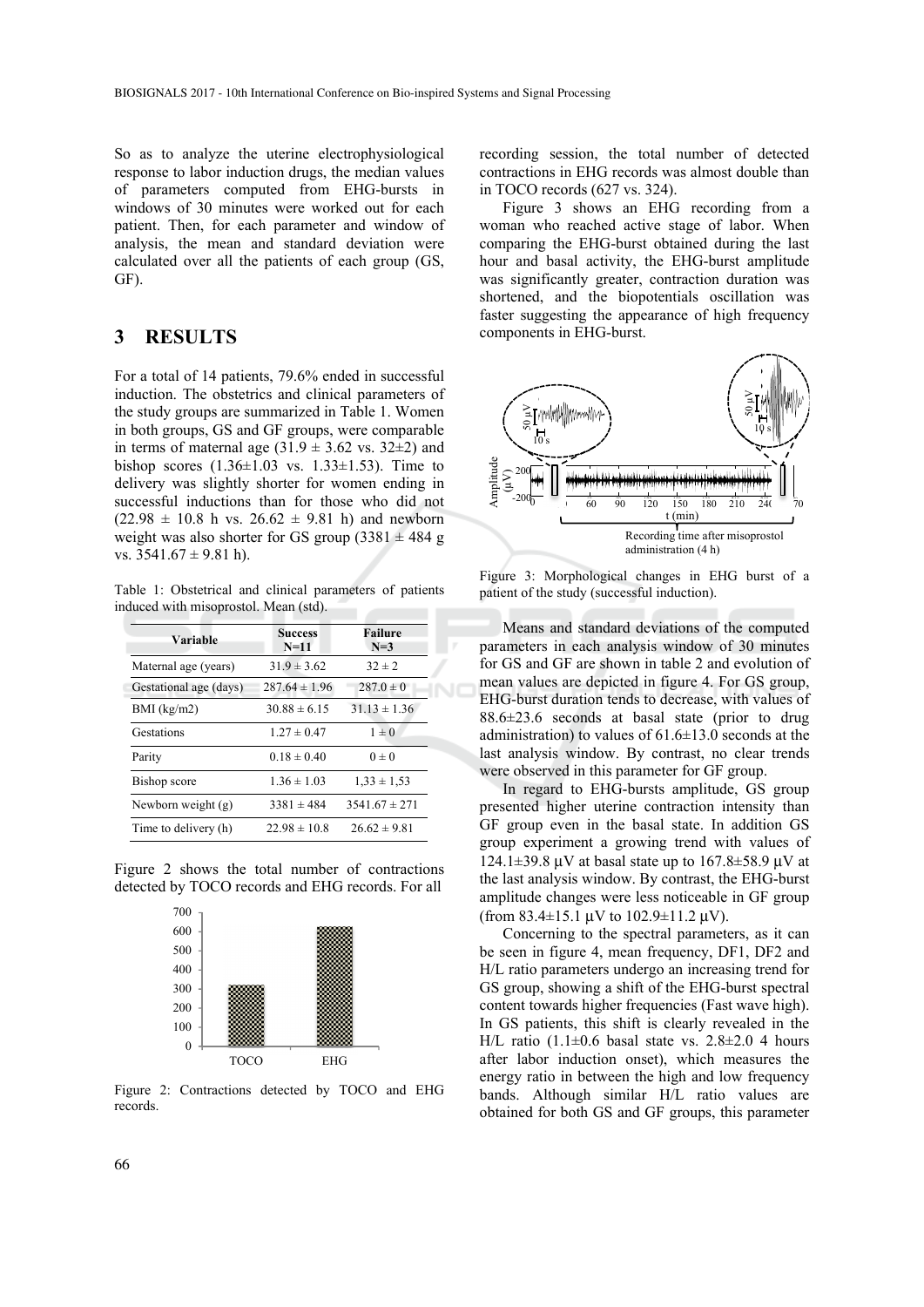So as to analyze the uterine electrophysiological response to labor induction drugs, the median values of parameters computed from EHG-bursts in windows of 30 minutes were worked out for each patient. Then, for each parameter and window of analysis, the mean and standard deviation were calculated over all the patients of each group (GS, GF).

## 3 RESULTS

For a total of 14 patients, 79.6% ended in successful induction. The obstetrics and clinical parameters of the study groups are summarized in Table 1. Women in both groups, GS and GF groups, were comparable in terms of maternal age (31.9 ± 3.62 vs. 32±2) and bishop scores (1.36±1.03 vs. 1.33±1.53). Time to delivery was slightly shorter for women ending in successful inductions than for those who did not (22.98 ± 10.8 h vs. 26.62 ± 9.81 h) and newborn weight was also shorter for GS group (3381 ± 484 g vs. 3541.67 ± 9.81 h).

Table 1: Obstetrical and clinical parameters of patients induced with misoprostol. Mean (std).

| Variable | Success N=11 | Failure N=3 |
|---|---|---|
| Maternal age (years) | 31.9 ± 3.62 | 32 ± 2 |
| Gestational age (days) | 287.64 ± 1.96 | 287.0 ± 0 |
| BMI (kg/m2) | 30.88 ± 6.15 | 31.13 ± 1.36 |
| Gestations | 1.27 ± 0.47 | 1 ± 0 |
| Parity | 0.18 ± 0.40 | 0 ± 0 |
| Bishop score | 1.36 ± 1.03 | 1,33 ± 1,53 |
| Newborn weight (g) | 3381 ± 484 | 3541.67 ± 271 |
| Time to delivery (h) | 22.98 ± 10.8 | 26.62 ± 9.81 |

Figure 2 shows the total number of contractions detected by TOCO records and EHG records. For all recording session, the total number of detected contractions in EHG records was almost double than in TOCO records (627 vs. 324).

Figure 2: Contractions detected by TOCO and EHG records.

Figure 3 shows an EHG recording from a woman who reached active stage of labor. When comparing the EHG-burst obtained during the last hour and basal activity, the EHG-burst amplitude was significantly greater, contraction duration was shortened, and the biopotentials oscillation was faster suggesting the appearance of high frequency components in EHG-burst.

Figure 3: Morphological changes in EHG burst of a patient of the study (successful induction).

Means and standard deviations of the computed parameters in each analysis window of 30 minutes for GS and GF are shown in table 2 and evolution of mean values are depicted in figure 4. For GS group, EHG-burst duration tends to decrease, with values of 88.6±23.6 seconds at basal state (prior to drug administration) to values of 61.6±13.0 seconds at the last analysis window. By contrast, no clear trends were observed in this parameter for GF group.

In regard to EHG-bursts amplitude, GS group presented higher uterine contraction intensity than GF group even in the basal state. In addition GS group experiment a growing trend with values of 124.1±39.8 µV at basal state up to 167.8±58.9 µV at the last analysis window. By contrast, the EHG-burst amplitude changes were less noticeable in GF group (from 83.4±15.1 µV to 102.9±11.2 µV).

Concerning to the spectral parameters, as it can be seen in figure 4, mean frequency, DF1, DF2 and H/L ratio parameters undergo an increasing trend for GS group, showing a shift of the EHG-burst spectral content towards higher frequencies (Fast wave high). In GS patients, this shift is clearly revealed in the H/L ratio (1.1±0.6 basal state vs. 2.8±2.0 4 hours after labor induction onset), which measures the energy ratio in between the high and low frequency bands. Although similar H/L ratio values are obtained for both GS and GF groups, this parameter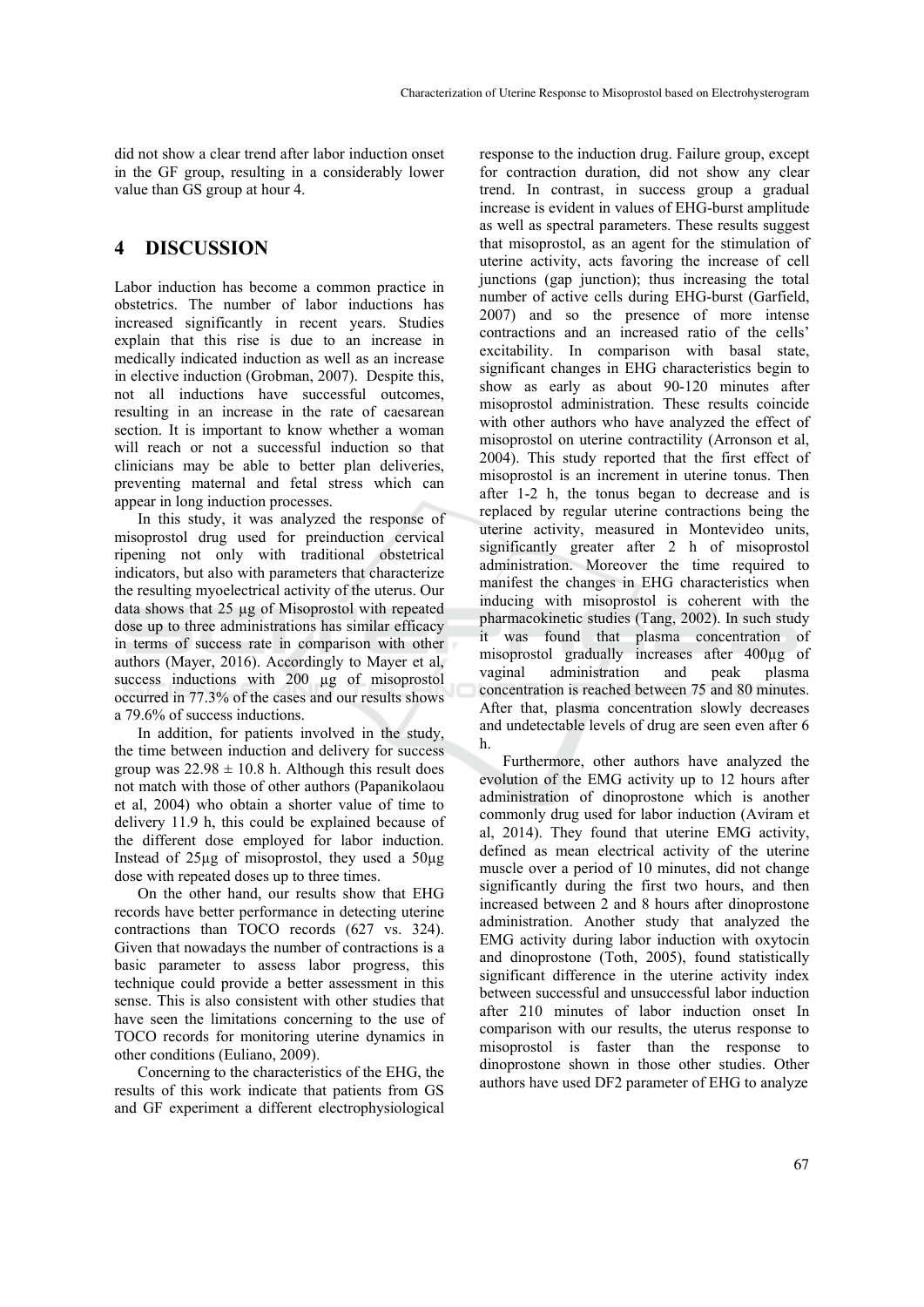did not show a clear trend after labor induction onset in the GF group, resulting in a considerably lower value than GS group at hour 4.

## 4 DISCUSSION

Labor induction has become a common practice in obstetrics. The number of labor inductions has increased significantly in recent years. Studies explain that this rise is due to an increase in medically indicated induction as well as an increase in elective induction (Grobman, 2007). Despite this, not all inductions have successful outcomes, resulting in an increase in the rate of caesarean section. It is important to know whether a woman will reach or not a successful induction so that clinicians may be able to better plan deliveries, preventing maternal and fetal stress which can appear in long induction processes.

In this study, it was analyzed the response of misoprostol drug used for preinduction cervical ripening not only with traditional obstetrical indicators, but also with parameters that characterize the resulting myoelectrical activity of the uterus. Our data shows that 25 µg of Misoprostol with repeated dose up to three administrations has similar efficacy in terms of success rate in comparison with other authors (Mayer, 2016). Accordingly to Mayer et al, success inductions with 200 µg of misoprostol occurred in 77.3% of the cases and our results shows a 79.6% of success inductions.

In addition, for patients involved in the study, the time between induction and delivery for success group was $22.98 \pm 10.8$ h. Although this result does not match with those of other authors (Papanikolaou et al, 2004) who obtain a shorter value of time to delivery 11.9 h, this could be explained because of the different dose employed for labor induction. Instead of 25µg of misoprostol, they used a 50µg dose with repeated doses up to three times.

On the other hand, our results show that EHG records have better performance in detecting uterine contractions than TOCO records (627 vs. 324). Given that nowadays the number of contractions is a basic parameter to assess labor progress, this technique could provide a better assessment in this sense. This is also consistent with other studies that have seen the limitations concerning to the use of TOCO records for monitoring uterine dynamics in other conditions (Euliano, 2009).

Concerning to the characteristics of the EHG, the results of this work indicate that patients from GS and GF experiment a different electrophysiological response to the induction drug. Failure group, except for contraction duration, did not show any clear trend. In contrast, in success group a gradual increase is evident in values of EHG-burst amplitude as well as spectral parameters. These results suggest that misoprostol, as an agent for the stimulation of uterine activity, acts favoring the increase of cell junctions (gap junction); thus increasing the total number of active cells during EHG-burst (Garfield, 2007) and so the presence of more intense contractions and an increased ratio of the cells' excitability. In comparison with basal state, significant changes in EHG characteristics begin to show as early as about 90-120 minutes after misoprostol administration. These results coincide with other authors who have analyzed the effect of misoprostol on uterine contractility (Arronson et al, 2004). This study reported that the first effect of misoprostol is an increment in uterine tonus. Then after 1-2 h, the tonus began to decrease and is replaced by regular uterine contractions being the uterine activity, measured in Montevideo units, significantly greater after 2 h of misoprostol administration. Moreover the time required to manifest the changes in EHG characteristics when inducing with misoprostol is coherent with the pharmacokinetic studies (Tang, 2002). In such study it was found that plasma concentration of misoprostol gradually increases after 400µg of vaginal administration and peak plasma concentration is reached between 75 and 80 minutes. After that, plasma concentration slowly decreases and undetectable levels of drug are seen even after 6 h.

Furthermore, other authors have analyzed the evolution of the EMG activity up to 12 hours after administration of dinoprostone which is another commonly drug used for labor induction (Aviram et al, 2014). They found that uterine EMG activity, defined as mean electrical activity of the uterine muscle over a period of 10 minutes, did not change significantly during the first two hours, and then increased between 2 and 8 hours after dinoprostone administration. Another study that analyzed the EMG activity during labor induction with oxytocin and dinoprostone (Toth, 2005), found statistically significant difference in the uterine activity index between successful and unsuccessful labor induction after 210 minutes of labor induction onset In comparison with our results, the uterus response to misoprostol is faster than the response to dinoprostone shown in those other studies. Other authors have used DF2 parameter of EHG to analyze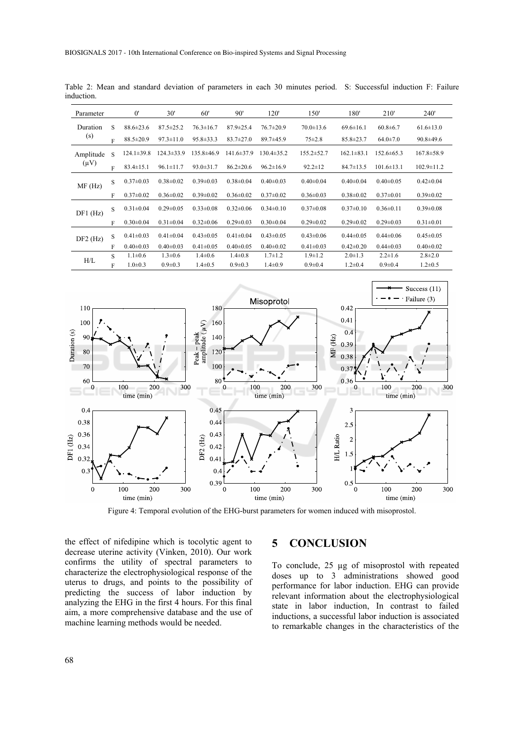Table 2: Mean and standard deviation of parameters in each 30 minutes period. S: Successful induction F: Failure induction.

| Parameter | | 0' | 30' | 60' | 90' | 120' | 150' | 180' | 210' | 240' |
|---|---|---|---|---|---|---|---|---|---|---|
| Duration (s) | S | 88.6±23.6 | 87.5±25.2 | 76.3±16.7 | 87.9±25.4 | 76.7±20.9 | 70.0±13.6 | 69.6±16.1 | 60.8±6.7 | 61.6±13.0 |
| | F | 88.5±20.9 | 97.3±11.0 | 95.8±33.3 | 83.7±27.0 | 89.7±45.9 | 75±2.8 | 85.8±23.7 | 64.0±7.0 | 90.8±49.6 |
| Amplitude (μV) | S | 124.1±39.8 | 124.3±33.9 | 135.8±46.9 | 141.6±37.9 | 130.4±35.2 | 155.2±52.7 | 162.1±83.1 | 152.6±65.3 | 167.8±58.9 |
| | F | 83.4±15.1 | 96.1±11.7 | 93.0±31.7 | 86.2±20.6 | 96.2±16.9 | 92.2±12 | 84.7±13.5 | 101.6±13.1 | 102.9±11.2 |
| MF (Hz) | S | 0.37±0.03 | 0.38±0.02 | 0.39±0.03 | 0.38±0.04 | 0.40±0.03 | 0.40±0.04 | 0.40±0.04 | 0.40±0.05 | 0.42±0.04 |
| | F | 0.37±0.02 | 0.36±0.02 | 0.39±0.02 | 0.36±0.02 | 0.37±0.02 | 0.36±0.03 | 0.38±0.02 | 0.37±0.01 | 0.39±0.02 |
| DF1 (Hz) | S | 0.31±0.04 | 0.29±0.05 | 0.33±0.08 | 0.32±0.06 | 0.34±0.10 | 0.37±0.08 | 0.37±0.10 | 0.36±0.11 | 0.39±0.08 |
| | F | 0.30±0.04 | 0.31±0.04 | 0.32±0.06 | 0.29±0.03 | 0.30±0.04 | 0.29±0.02 | 0.29±0.02 | 0.29±0.03 | 0.31±0.01 |
| DF2 (Hz) | S | 0.41±0.03 | 0.41±0.04 | 0.43±0.05 | 0.41±0.04 | 0.43±0.05 | 0.43±0.06 | 0.44±0.05 | 0.44±0.06 | 0.45±0.05 |
| | F | 0.40±0.03 | 0.40±0.03 | 0.41±0.05 | 0.40±0.05 | 0.40±0.02 | 0.41±0.03 | 0.42±0.20 | 0.44±0.03 | 0.40±0.02 |
| H/L | S | 1.1±0.6 | 1.3±0.6 | 1.4±0.6 | 1.4±0.8 | 1.7±1.2 | 1.9±1.2 | 2.0±1.3 | 2.2±1.6 | 2.8±2.0 |
| | F | 1.0±0.3 | 0.9±0.3 | 1.4±0.5 | 0.9±0.3 | 1.4±0.9 | 0.9±0.4 | 1.2±0.4 | 0.9±0.4 | 1.2±0.5 |

Figure 4: Temporal evolution of the EHG-burst parameters for women induced with misoprostol.

the effect of nifedipine which is tocolytic agent to decrease uterine activity (Vinken, 2010). Our work confirms the utility of spectral parameters to characterize the electrophysiological response of the uterus to drugs, and points to the possibility of predicting the success of labor induction by analyzing the EHG in the first 4 hours. For this final aim, a more comprehensive database and the use of machine learning methods would be needed.

# 5 CONCLUSION

To conclude, 25 μg of misoprostol with repeated doses up to 3 administrations showed good performance for labor induction. EHG can provide relevant information about the electrophysiological state in labor induction, In contrast to failed inductions, a successful labor induction is associated to remarkable changes in the characteristics of the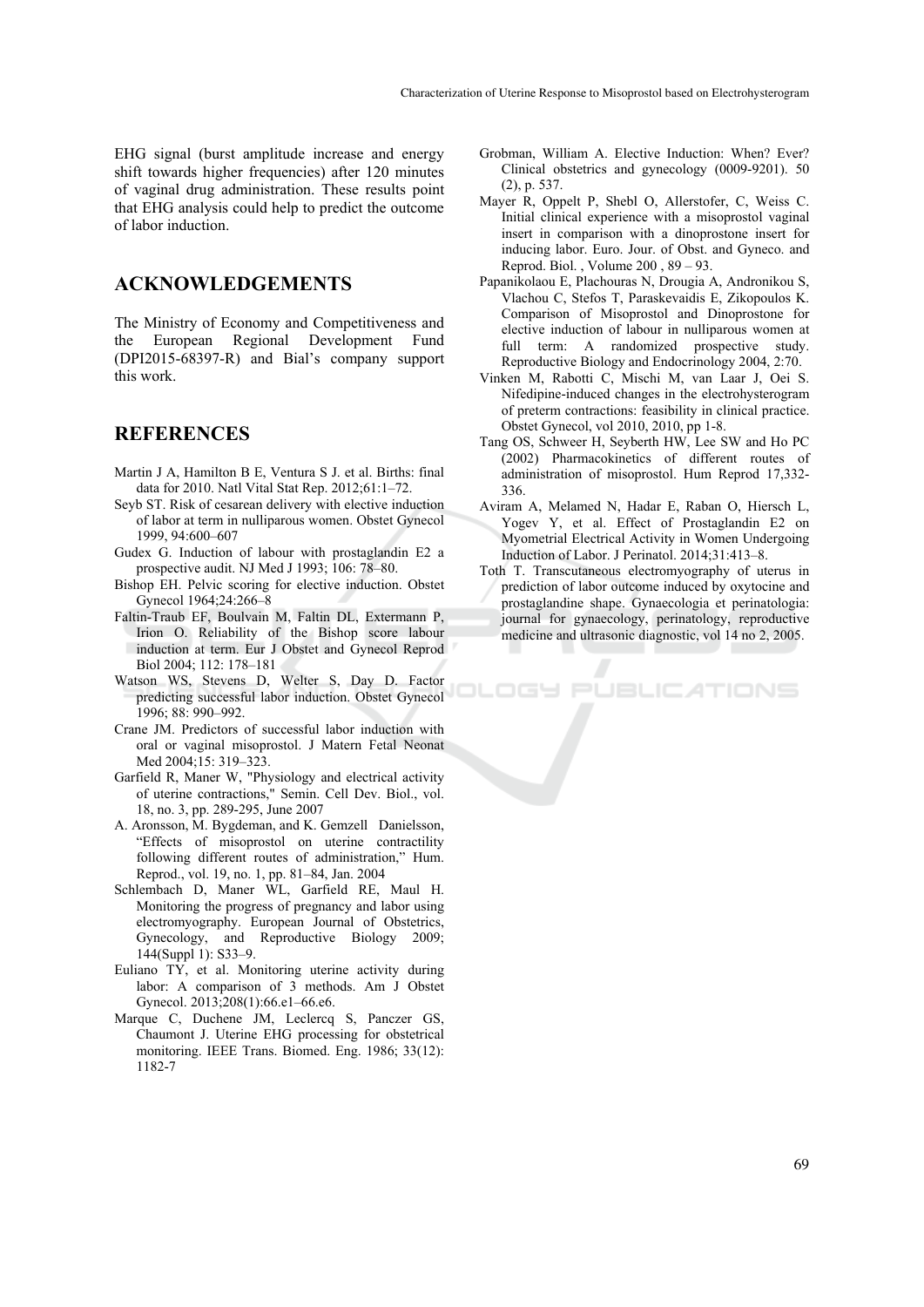EHG signal (burst amplitude increase and energy shift towards higher frequencies) after 120 minutes of vaginal drug administration. These results point that EHG analysis could help to predict the outcome of labor induction.

## ACKNOWLEDGEMENTS

The Ministry of Economy and Competitiveness and the European Regional Development Fund (DPI2015-68397-R) and Bial's company support this work.

## REFERENCES

Martin J A, Hamilton B E, Ventura S J. et al. Births: final data for 2010. Natl Vital Stat Rep. 2012;61:1–72.

Seyb ST. Risk of cesarean delivery with elective induction of labor at term in nulliparous women. Obstet Gynecol 1999, 94:600–607

Gudex G. Induction of labour with prostaglandin E2 a prospective audit. NJ Med J 1993; 106: 78–80.

Bishop EH. Pelvic scoring for elective induction. Obstet Gynecol 1964;24:266–8

Faltin-Traub EF, Boulvain M, Faltin DL, Extermann P, Irion O. Reliability of the Bishop score labour induction at term. Eur J Obstet and Gynecol Reprod Biol 2004; 112: 178–181

Watson WS, Stevens D, Welter S, Day D. Factor predicting successful labor induction. Obstet Gynecol 1996; 88: 990–992.

Crane JM. Predictors of successful labor induction with oral or vaginal misoprostol. J Matern Fetal Neonat Med 2004;15: 319–323.

Garfield R, Maner W, "Physiology and electrical activity of uterine contractions," Semin. Cell Dev. Biol., vol. 18, no. 3, pp. 289-295, June 2007

A. Aronsson, M. Bygdeman, and K. Gemzell Danielsson, "Effects of misoprostol on uterine contractility following different routes of administration," Hum. Reprod., vol. 19, no. 1, pp. 81–84, Jan. 2004

Schlembach D, Maner WL, Garfield RE, Maul H. Monitoring the progress of pregnancy and labor using electromyography. European Journal of Obstetrics, Gynecology, and Reproductive Biology 2009; 144(Suppl 1): S33–9.

Euliano TY, et al. Monitoring uterine activity during labor: A comparison of 3 methods. Am J Obstet Gynecol. 2013;208(1):66.e1–66.e6.

Marque C, Duchene JM, Leclercq S, Panczer GS, Chaumont J. Uterine EHG processing for obstetrical monitoring. IEEE Trans. Biomed. Eng. 1986; 33(12): 1182-7

Grobman, William A. Elective Induction: When? Ever? Clinical obstetrics and gynecology (0009-9201). 50 (2), p. 537.

Mayer R, Oppelt P, Shebl O, Allerstofer, C, Weiss C. Initial clinical experience with a misoprostol vaginal insert in comparison with a dinoprostone insert for inducing labor. Euro. Jour. of Obst. and Gyneco. and Reprod. Biol. , Volume 200 , 89 – 93.

Papanikolaou E, Plachouras N, Drougia A, Andronikou S, Vlachou C, Stefos T, Paraskevaidis E, Zikopoulos K. Comparison of Misoprostol and Dinoprostone for elective induction of labour in nulliparous women at full term: A randomized prospective study. Reproductive Biology and Endocrinology 2004, 2:70.

Vinken M, Rabotti C, Mischi M, van Laar J, Oei S. Nifedipine-induced changes in the electrohysterogram of preterm contractions: feasibility in clinical practice. Obstet Gynecol, vol 2010, 2010, pp 1-8.

Tang OS, Schweer H, Seyberth HW, Lee SW and Ho PC (2002) Pharmacokinetics of different routes of administration of misoprostol. Hum Reprod 17,332-336.

Aviram A, Melamed N, Hadar E, Raban O, Hiersch L, Yogev Y, et al. Effect of Prostaglandin E2 on Myometrial Electrical Activity in Women Undergoing Induction of Labor. J Perinatol. 2014;31:413–8.

Toth T. Transcutaneous electromyography of uterus in prediction of labor outcome induced by oxytocine and prostaglandine shape. Gynaecologia et perinatologia: journal for gynaecology, perinatology, reproductive medicine and ultrasonic diagnostic, vol 14 no 2, 2005.